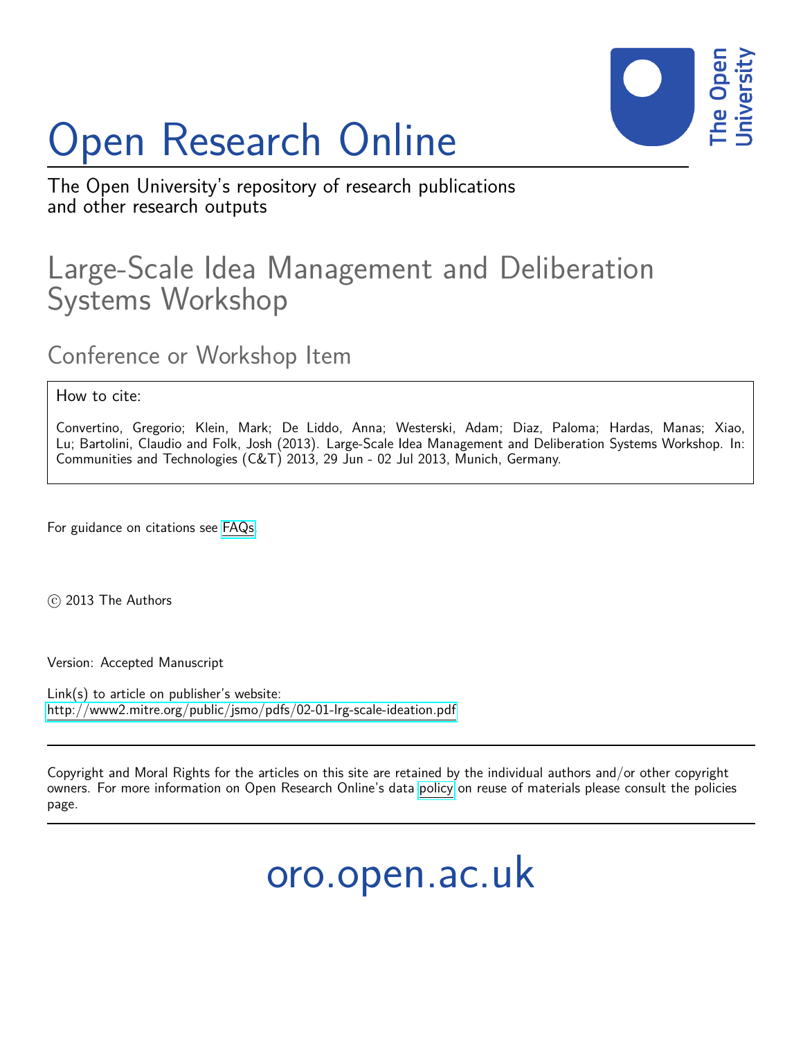# Open Research Online

The Open University's repository of research publications and other research outputs

## Large-Scale Idea Management and Deliberation Systems Workshop

### Conference or Workshop Item

How to cite:

Convertino, Gregorio; Klein, Mark; De Liddo, Anna; Westerski, Adam; Diaz, Paloma; Hardas, Manas; Xiao, Lu; Bartolini, Claudio and Folk, Josh (2013). Large-Scale Idea Management and Deliberation Systems Workshop. In: Communities and Technologies (C&T) 2013, 29 Jun - 02 Jul 2013, Munich, Germany.

For guidance on citations see FAQs.

© 2013 The Authors

Version: Accepted Manuscript

Link(s) to article on publisher's website:
http://www2.mitre.org/public/jsmo/pdfs/02-01-lrg-scale-ideation.pdf

Copyright and Moral Rights for the articles on this site are retained by the individual authors and/or other copyright owners. For more information on Open Research Online's data policy on reuse of materials please consult the policies page.

oro.open.ac.uk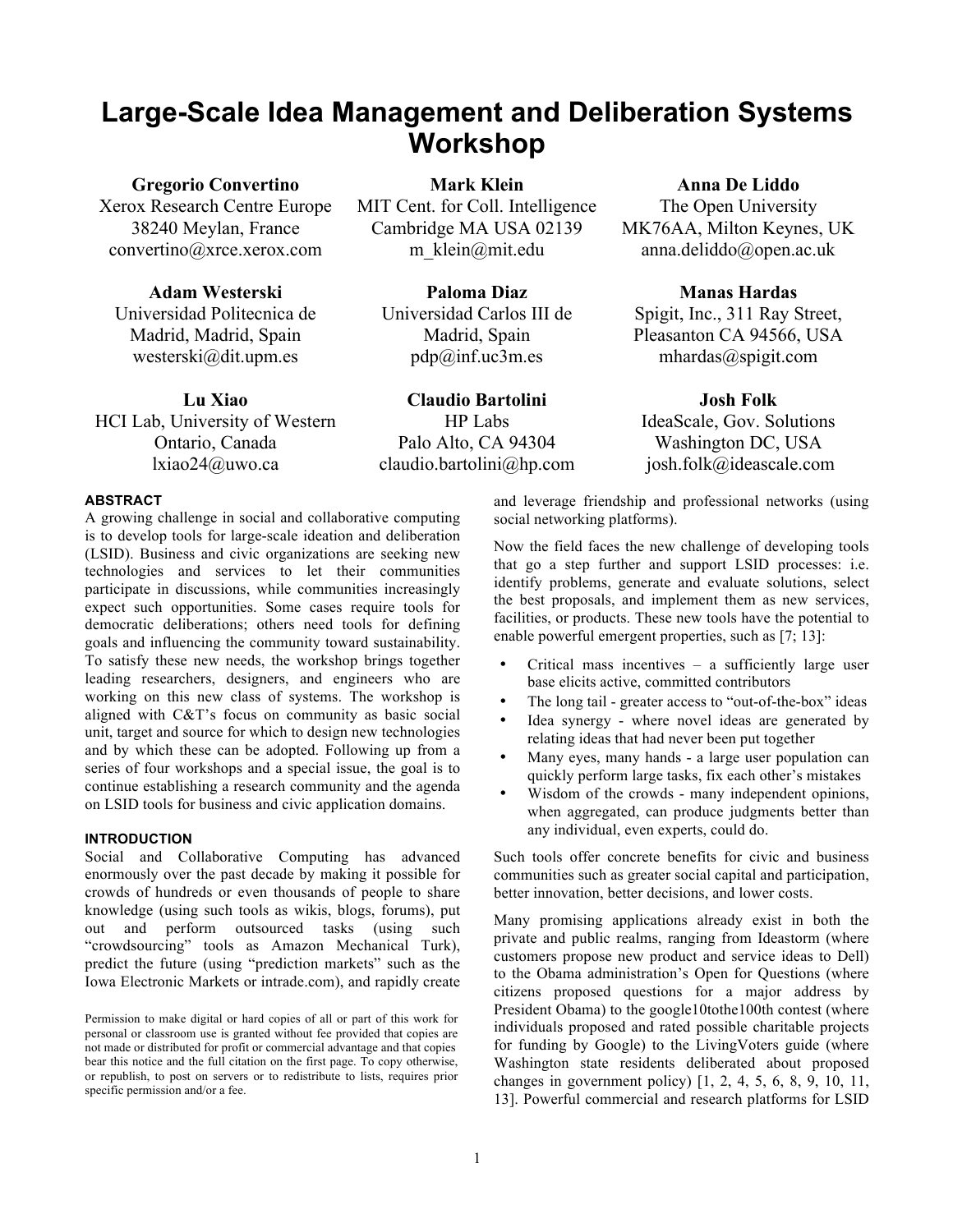# Large-Scale Idea Management and Deliberation Systems Workshop

**Gregorio Convertino**
Xerox Research Centre Europe
38240 Meylan, France
convertino@xrce.xerox.com

**Mark Klein**
MIT Cent. for Coll. Intelligence
Cambridge MA USA 02139
m_klein@mit.edu

**Anna De Liddo**
The Open University
MK76AA, Milton Keynes, UK
anna.deliddo@open.ac.uk

**Adam Westerski**
Universidad Politecnica de Madrid, Madrid, Spain
westerski@dit.upm.es

**Paloma Diaz**
Universidad Carlos III de Madrid, Spain
pdp@inf.uc3m.es

**Manas Hardas**
Spigit, Inc., 311 Ray Street, Pleasanton CA 94566, USA
mhardas@spigit.com

**Lu Xiao**
HCI Lab, University of Western Ontario, Canada
lxiao24@uwo.ca

**Claudio Bartolini**
HP Labs
Palo Alto, CA 94304
claudio.bartolini@hp.com

**Josh Folk**
IdeaScale, Gov. Solutions
Washington DC, USA
josh.folk@ideascale.com

## ABSTRACT

A growing challenge in social and collaborative computing is to develop tools for large-scale ideation and deliberation (LSID). Business and civic organizations are seeking new technologies and services to let their communities participate in discussions, while communities increasingly expect such opportunities. Some cases require tools for democratic deliberations; others need tools for defining goals and influencing the community toward sustainability. To satisfy these new needs, the workshop brings together leading researchers, designers, and engineers who are working on this new class of systems. The workshop is aligned with C&T's focus on community as basic social unit, target and source for which to design new technologies and by which these can be adopted. Following up from a series of four workshops and a special issue, the goal is to continue establishing a research community and the agenda on LSID tools for business and civic application domains.

## INTRODUCTION

Social and Collaborative Computing has advanced enormously over the past decade by making it possible for crowds of hundreds or even thousands of people to share knowledge (using such tools as wikis, blogs, forums), put out and perform outsourced tasks (using such "crowdsourcing" tools as Amazon Mechanical Turk), predict the future (using "prediction markets" such as the Iowa Electronic Markets or intrade.com), and rapidly create and leverage friendship and professional networks (using social networking platforms).

Permission to make digital or hard copies of all or part of this work for personal or classroom use is granted without fee provided that copies are not made or distributed for profit or commercial advantage and that copies bear this notice and the full citation on the first page. To copy otherwise, or republish, to post on servers or to redistribute to lists, requires prior specific permission and/or a fee.

Now the field faces the new challenge of developing tools that go a step further and support LSID processes: i.e. identify problems, generate and evaluate solutions, select the best proposals, and implement them as new services, facilities, or products. These new tools have the potential to enable powerful emergent properties, such as [7; 13]:

- Critical mass incentives – a sufficiently large user base elicits active, committed contributors
- The long tail - greater access to "out-of-the-box" ideas
- Idea synergy - where novel ideas are generated by relating ideas that had never been put together
- Many eyes, many hands - a large user population can quickly perform large tasks, fix each other's mistakes
- Wisdom of the crowds - many independent opinions, when aggregated, can produce judgments better than any individual, even experts, could do.

Such tools offer concrete benefits for civic and business communities such as greater social capital and participation, better innovation, better decisions, and lower costs.

Many promising applications already exist in both the private and public realms, ranging from Ideastorm (where customers propose new product and service ideas to Dell) to the Obama administration's Open for Questions (where citizens proposed questions for a major address by President Obama) to the google10tothe100th contest (where individuals proposed and rated possible charitable projects for funding by Google) to the LivingVoters guide (where Washington state residents deliberated about proposed changes in government policy) [1, 2, 4, 5, 6, 8, 9, 10, 11, 13]. Powerful commercial and research platforms for LSID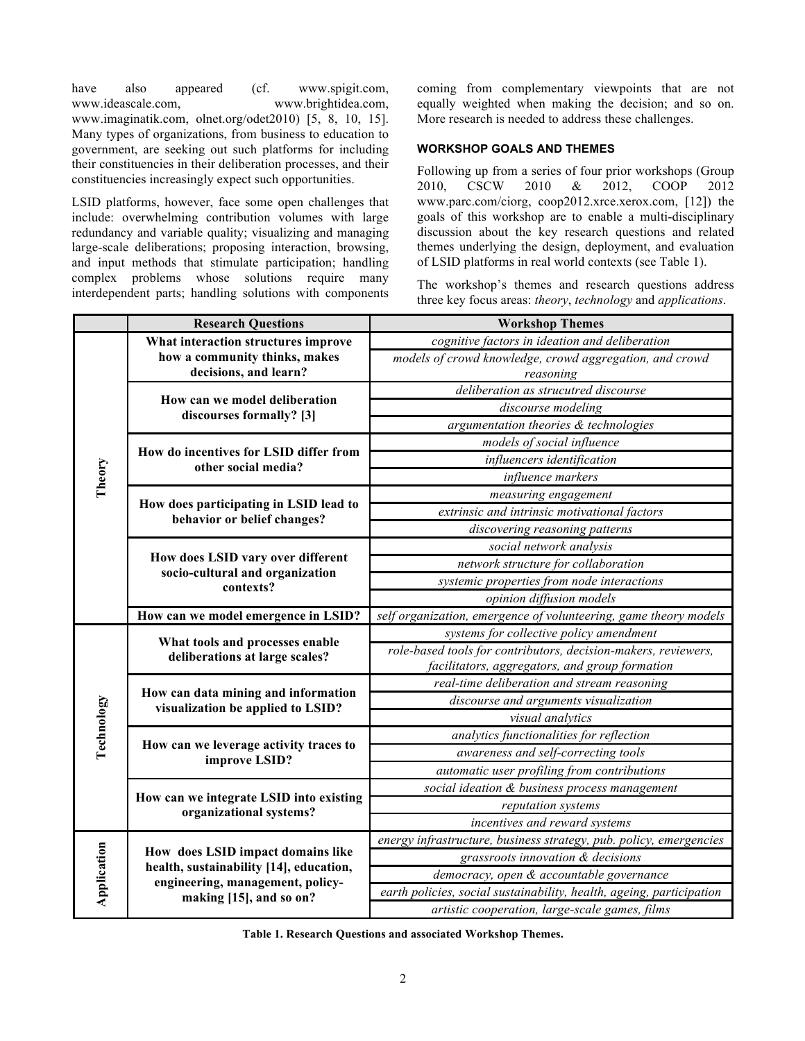have also appeared (cf. www.spigit.com, www.ideascale.com, www.brightidea.com, www.imaginatik.com, olnet.org/odet2010) [5, 8, 10, 15]. Many types of organizations, from business to education to government, are seeking out such platforms for including their constituencies in their deliberation processes, and their constituencies increasingly expect such opportunities.

LSID platforms, however, face some open challenges that include: overwhelming contribution volumes with large redundancy and variable quality; visualizing and managing large-scale deliberations; proposing interaction, browsing, and input methods that stimulate participation; handling complex problems whose solutions require many interdependent parts; handling solutions with components coming from complementary viewpoints that are not equally weighted when making the decision; and so on. More research is needed to address these challenges.

## WORKSHOP GOALS AND THEMES

Following up from a series of four prior workshops (Group 2010, CSCW 2010 & 2012, COOP 2012 www.parc.com/ciorg, coop2012.xrce.xerox.com, [12]) the goals of this workshop are to enable a multi-disciplinary discussion about the key research questions and related themes underlying the design, deployment, and evaluation of LSID platforms in real world contexts (see Table 1).

The workshop's themes and research questions address three key focus areas: *theory*, *technology* and *applications*.

| | Research Questions | Workshop Themes |
|---|---|---|
| Theory | **What interaction structures improve how a community thinks, makes decisions, and learn?** | *cognitive factors in ideation and deliberation* |
| | | *models of crowd knowledge, crowd aggregation, and crowd reasoning* |
| | **How can we model deliberation discourses formally? [3]** | *deliberation as strucutred discourse* |
| | | *discourse modeling* |
| | | *argumentation theories & technologies* |
| | **How do incentives for LSID differ from other social media?** | *models of social influence* |
| | | *influencers identification* |
| | | *influence markers* |
| | **How does participating in LSID lead to behavior or belief changes?** | *measuring engagement* |
| | | *extrinsic and intrinsic motivational factors* |
| | | *discovering reasoning patterns* |
| | **How does LSID vary over different socio-cultural and organization contexts?** | *social network analysis* |
| | | *network structure for collaboration* |
| | | *systemic properties from node interactions* |
| | | *opinion diffusion models* |
| | **How can we model emergence in LSID?** | *self organization, emergence of volunteering, game theory models* |
| Technology | **What tools and processes enable deliberations at large scales?** | *systems for collective policy amendment* |
| | | *role-based tools for contributors, decision-makers, reviewers, facilitators, aggregators, and group formation* |
| | **How can data mining and information visualization be applied to LSID?** | *real-time deliberation and stream reasoning* |
| | | *discourse and arguments visualization* |
| | | *visual analytics* |
| | **How can we leverage activity traces to improve LSID?** | *analytics functionalities for reflection* |
| | | *awareness and self-correcting tools* |
| | | *automatic user profiling from contributions* |
| | **How can we integrate LSID into existing organizational systems?** | *social ideation & business process management* |
| | | *reputation systems* |
| | | *incentives and reward systems* |
| Application | **How does LSID impact domains like health, sustainability [14], education, engineering, management, policy-making [15], and so on?** | *energy infrastructure, business strategy, pub. policy, emergencies* |
| | | *grassroots innovation & decisions* |
| | | *democracy, open & accountable governance* |
| | | *earth policies, social sustainability, health, ageing, participation* |
| | | *artistic cooperation, large-scale games, films* |

**Table 1. Research Questions and associated Workshop Themes.**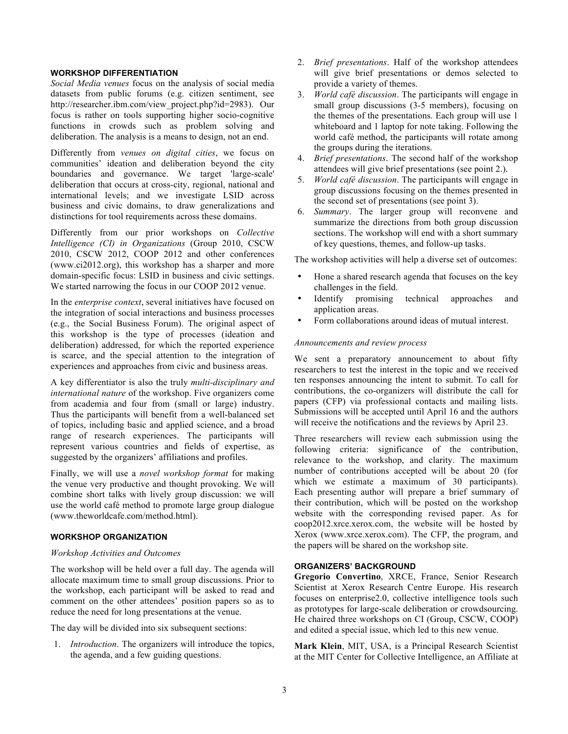### WORKSHOP DIFFERENTIATION

*Social Media venues* focus on the analysis of social media datasets from public forums (e.g. citizen sentiment, see http://researcher.ibm.com/view_project.php?id=2983). Our focus is rather on tools supporting higher socio-cognitive functions in crowds such as problem solving and deliberation. The analysis is a means to design, not an end.

Differently from *venues on digital cities*, we focus on communities' ideation and deliberation beyond the city boundaries and governance. We target 'large-scale' deliberation that occurs at cross-city, regional, national and international levels; and we investigate LSID across business and civic domains, to draw generalizations and distinctions for tool requirements across these domains.

Differently from our prior workshops on *Collective Intelligence (CI) in Organizations* (Group 2010, CSCW 2010, CSCW 2012, COOP 2012 and other conferences (www.ci2012.org), this workshop has a sharper and more domain-specific focus: LSID in business and civic settings. We started narrowing the focus in our COOP 2012 venue.

In the *enterprise context*, several initiatives have focused on the integration of social interactions and business processes (e.g., the Social Business Forum). The original aspect of this workshop is the type of processes (ideation and deliberation) addressed, for which the reported experience is scarce, and the special attention to the integration of experiences and approaches from civic and business areas.

A key differentiator is also the truly *multi-disciplinary and international nature* of the workshop. Five organizers come from academia and four from (small or large) industry. Thus the participants will benefit from a well-balanced set of topics, including basic and applied science, and a broad range of research experiences. The participants will represent various countries and fields of expertise, as suggested by the organizers' affiliations and profiles.

Finally, we will use a *novel workshop format* for making the venue very productive and thought provoking. We will combine short talks with lively group discussion: we will use the world café method to promote large group dialogue (www.theworldcafe.com/method.html).

### WORKSHOP ORGANIZATION

*Workshop Activities and Outcomes*

The workshop will be held over a full day. The agenda will allocate maximum time to small group discussions. Prior to the workshop, each participant will be asked to read and comment on the other attendees' position papers so as to reduce the need for long presentations at the venue.

The day will be divided into six subsequent sections:

1. *Introduction*. The organizers will introduce the topics, the agenda, and a few guiding questions.
2. *Brief presentations*. Half of the workshop attendees will give brief presentations or demos selected to provide a variety of themes.
3. *World café discussion*. The participants will engage in small group discussions (3-5 members), focusing on the themes of the presentations. Each group will use 1 whiteboard and 1 laptop for note taking. Following the world café method, the participants will rotate among the groups during the iterations.
4. *Brief presentations*. The second half of the workshop attendees will give brief presentations (see point 2.).
5. *World café discussion*. The participants will engage in group discussions focusing on the themes presented in the second set of presentations (see point 3).
6. *Summary*. The larger group will reconvene and summarize the directions from both group discussion sections. The workshop will end with a short summary of key questions, themes, and follow-up tasks.

The workshop activities will help a diverse set of outcomes:

- Hone a shared research agenda that focuses on the key challenges in the field.
- Identify promising technical approaches and application areas.
- Form collaborations around ideas of mutual interest.

*Announcements and review process*

We sent a preparatory announcement to about fifty researchers to test the interest in the topic and we received ten responses announcing the intent to submit. To call for contributions, the co-organizers will distribute the call for papers (CFP) via professional contacts and mailing lists. Submissions will be accepted until April 16 and the authors will receive the notifications and the reviews by April 23.

Three researchers will review each submission using the following criteria: significance of the contribution, relevance to the workshop, and clarity. The maximum number of contributions accepted will be about 20 (for which we estimate a maximum of 30 participants). Each presenting author will prepare a brief summary of their contribution, which will be posted on the workshop website with the corresponding revised paper. As for coop2012.xrce.xerox.com, the website will be hosted by Xerox (www.xrce.xerox.com). The CFP, the program, and the papers will be shared on the workshop site.

### ORGANIZERS' BACKGROUND

**Gregorio Convertino**, XRCE, France, Senior Research Scientist at Xerox Research Centre Europe. His research focuses on enterprise2.0, collective intelligence tools such as prototypes for large-scale deliberation or crowdsourcing. He chaired three workshops on CI (Group, CSCW, COOP) and edited a special issue, which led to this new venue.

**Mark Klein**, MIT, USA, is a Principal Research Scientist at the MIT Center for Collective Intelligence, an Affiliate at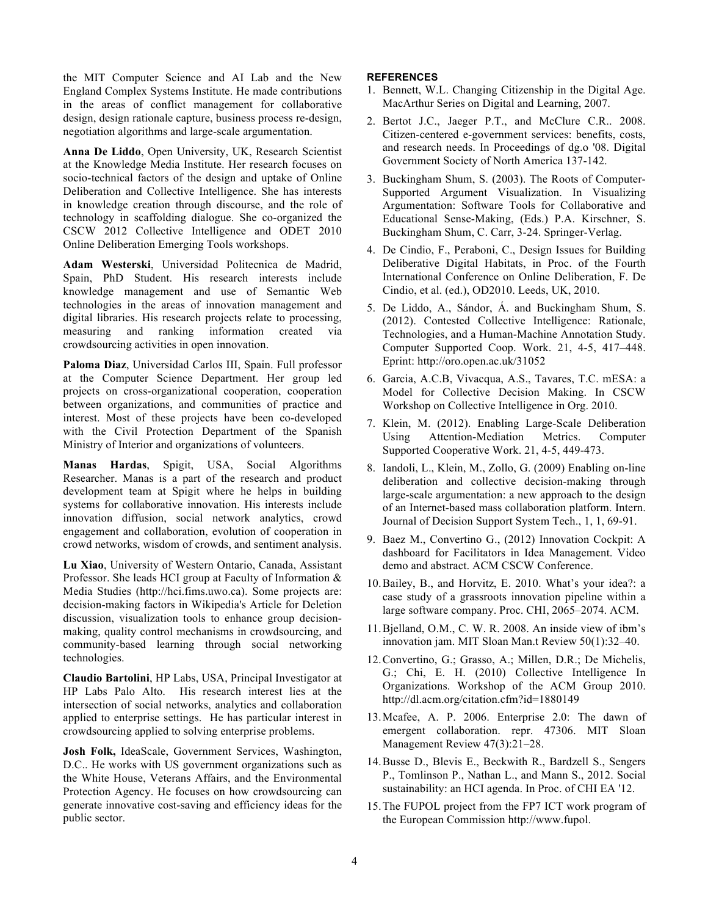the MIT Computer Science and AI Lab and the New England Complex Systems Institute. He made contributions in the areas of conflict management for collaborative design, design rationale capture, business process re-design, negotiation algorithms and large-scale argumentation.

**Anna De Liddo**, Open University, UK, Research Scientist at the Knowledge Media Institute. Her research focuses on socio-technical factors of the design and uptake of Online Deliberation and Collective Intelligence. She has interests in knowledge creation through discourse, and the role of technology in scaffolding dialogue. She co-organized the CSCW 2012 Collective Intelligence and ODET 2010 Online Deliberation Emerging Tools workshops.

**Adam Westerski**, Universidad Politecnica de Madrid, Spain, PhD Student. His research interests include knowledge management and use of Semantic Web technologies in the areas of innovation management and digital libraries. His research projects relate to processing, measuring and ranking information created via crowdsourcing activities in open innovation.

**Paloma Diaz**, Universidad Carlos III, Spain. Full professor at the Computer Science Department. Her group led projects on cross-organizational cooperation, cooperation between organizations, and communities of practice and interest. Most of these projects have been co-developed with the Civil Protection Department of the Spanish Ministry of Interior and organizations of volunteers.

**Manas Hardas**, Spigit, USA, Social Algorithms Researcher. Manas is a part of the research and product development team at Spigit where he helps in building systems for collaborative innovation. His interests include innovation diffusion, social network analytics, crowd engagement and collaboration, evolution of cooperation in crowd networks, wisdom of crowds, and sentiment analysis.

**Lu Xiao**, University of Western Ontario, Canada, Assistant Professor. She leads HCI group at Faculty of Information & Media Studies (http://hci.fims.uwo.ca). Some projects are: decision-making factors in Wikipedia's Article for Deletion discussion, visualization tools to enhance group decision-making, quality control mechanisms in crowdsourcing, and community-based learning through social networking technologies.

**Claudio Bartolini**, HP Labs, USA, Principal Investigator at HP Labs Palo Alto. His research interest lies at the intersection of social networks, analytics and collaboration applied to enterprise settings. He has particular interest in crowdsourcing applied to solving enterprise problems.

**Josh Folk,** IdeaScale, Government Services, Washington, D.C.. He works with US government organizations such as the White House, Veterans Affairs, and the Environmental Protection Agency. He focuses on how crowdsourcing can generate innovative cost-saving and efficiency ideas for the public sector.

## REFERENCES

1. Bennett, W.L. Changing Citizenship in the Digital Age. MacArthur Series on Digital and Learning, 2007.
2. Bertot J.C., Jaeger P.T., and McClure C.R.. 2008. Citizen-centered e-government services: benefits, costs, and research needs. In Proceedings of dg.o '08. Digital Government Society of North America 137-142.
3. Buckingham Shum, S. (2003). The Roots of Computer-Supported Argument Visualization. In Visualizing Argumentation: Software Tools for Collaborative and Educational Sense-Making, (Eds.) P.A. Kirschner, S. Buckingham Shum, C. Carr, 3-24. Springer-Verlag.
4. De Cindio, F., Peraboni, C., Design Issues for Building Deliberative Digital Habitats, in Proc. of the Fourth International Conference on Online Deliberation, F. De Cindio, et al. (ed.), OD2010. Leeds, UK, 2010.
5. De Liddo, A., Sándor, Á. and Buckingham Shum, S. (2012). Contested Collective Intelligence: Rationale, Technologies, and a Human-Machine Annotation Study. Computer Supported Coop. Work. 21, 4-5, 417–448. Eprint: http://oro.open.ac.uk/31052
6. Garcia, A.C.B, Vivacqua, A.S., Tavares, T.C. mESA: a Model for Collective Decision Making. In CSCW Workshop on Collective Intelligence in Org. 2010.
7. Klein, M. (2012). Enabling Large-Scale Deliberation Using Attention-Mediation Metrics. Computer Supported Cooperative Work. 21, 4-5, 449-473.
8. Iandoli, L., Klein, M., Zollo, G. (2009) Enabling on-line deliberation and collective decision-making through large-scale argumentation: a new approach to the design of an Internet-based mass collaboration platform. Intern. Journal of Decision Support System Tech., 1, 1, 69-91.
9. Baez M., Convertino G., (2012) Innovation Cockpit: A dashboard for Facilitators in Idea Management. Video demo and abstract. ACM CSCW Conference.
10. Bailey, B., and Horvitz, E. 2010. What's your idea?: a case study of a grassroots innovation pipeline within a large software company. Proc. CHI, 2065–2074. ACM.
11. Bjelland, O.M., C. W. R. 2008. An inside view of ibm's innovation jam. MIT Sloan Man.t Review 50(1):32–40.
12. Convertino, G.; Grasso, A.; Millen, D.R.; De Michelis, G.; Chi, E. H. (2010) Collective Intelligence In Organizations. Workshop of the ACM Group 2010. http://dl.acm.org/citation.cfm?id=1880149
13. Mcafee, A. P. 2006. Enterprise 2.0: The dawn of emergent collaboration. repr. 47306. MIT Sloan Management Review 47(3):21–28.
14. Busse D., Blevis E., Beckwith R., Bardzell S., Sengers P., Tomlinson P., Nathan L., and Mann S., 2012. Social sustainability: an HCI agenda. In Proc. of CHI EA '12.
15. The FUPOL project from the FP7 ICT work program of the European Commission http://www.fupol.